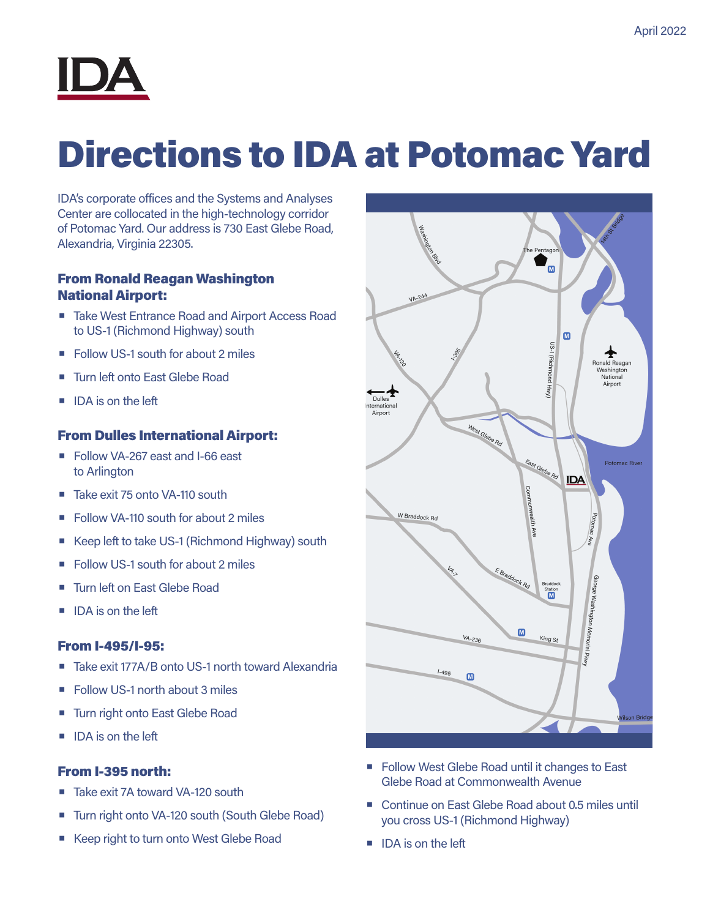April 2022

IDA

# Directions to IDA at Potomac Yard

IDA's corporate offices and the Systems and Analyses Center are collocated in the high-technology corridor of Potomac Yard. Our address is 730 East Glebe Road, Alexandria, Virginia 22305.

### From Ronald Reagan Washington National Airport:

- Take West Entrance Road and Airport Access Road to US-1 (Richmond Highway) south
- Follow US-1 south for about 2 miles
- Turn left onto East Glebe Road
- IDA is on the left

### From Dulles International Airport:

- Follow VA-267 east and I-66 east to Arlington
- Take exit 75 onto VA-110 south
- Follow VA-110 south for about 2 miles
- Keep left to take US-1 (Richmond Highway) south
- Follow US-1 south for about 2 miles
- Turn left on East Glebe Road
- IDA is on the left

### From I-495/I-95:

- Take exit 177A/B onto US-1 north toward Alexandria
- Follow US-1 north about 3 miles
- Turn right onto East Glebe Road
- IDA is on the left

### From I-395 north:

- Take exit 7A toward VA-120 south
- Turn right onto VA-120 south (South Glebe Road)
- Keep right to turn onto West Glebe Road
- Follow West Glebe Road until it changes to East Glebe Road at Commonwealth Avenue
- Continue on East Glebe Road about 0.5 miles until you cross US-1 (Richmond Highway)
- IDA is on the left

Washington Blvd
The Pentagon
14th St Bridge
VA-244
VA-120
I-395
US-1 (Richmond Hwy)
Ronald Reagan Washington National Airport
Dulles International Airport
West Glebe Rd
East Glebe Rd
IDA
Potomac River
W Braddock Rd
Commonwealth Ave
Potomac Ave
VA-7
E Braddock Rd
Braddock Station
George Washington Memorial Pkwy
VA-236
King St
I-495
Wilson Bridge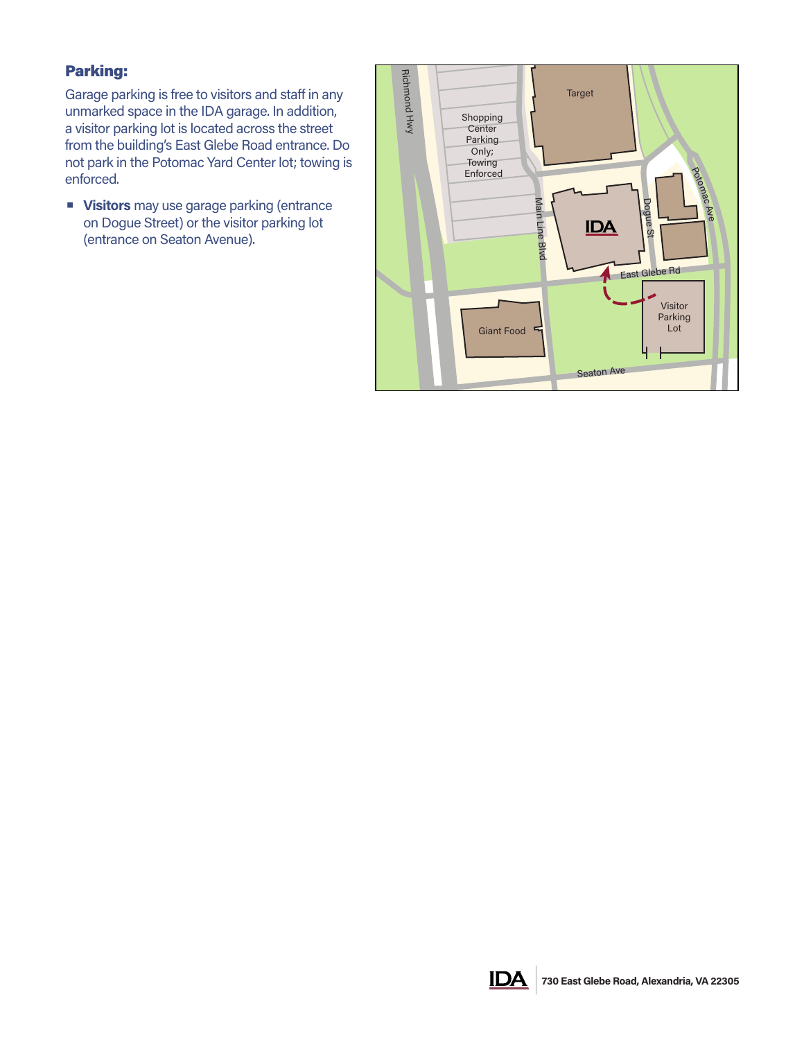## Parking:

Garage parking is free to visitors and staff in any unmarked space in the IDA garage. In addition, a visitor parking lot is located across the street from the building's East Glebe Road entrance. Do not park in the Potomac Yard Center lot; towing is enforced.

- **Visitors** may use garage parking (entrance on Dogue Street) or the visitor parking lot (entrance on Seaton Avenue).

Richmond Hwy

Shopping Center Parking Only; Towing Enforced

Target

Main Line Blvd

IDA

Dogue St

Potomac Ave

East Glebe Rd

Visitor Parking Lot

Giant Food

Seaton Ave